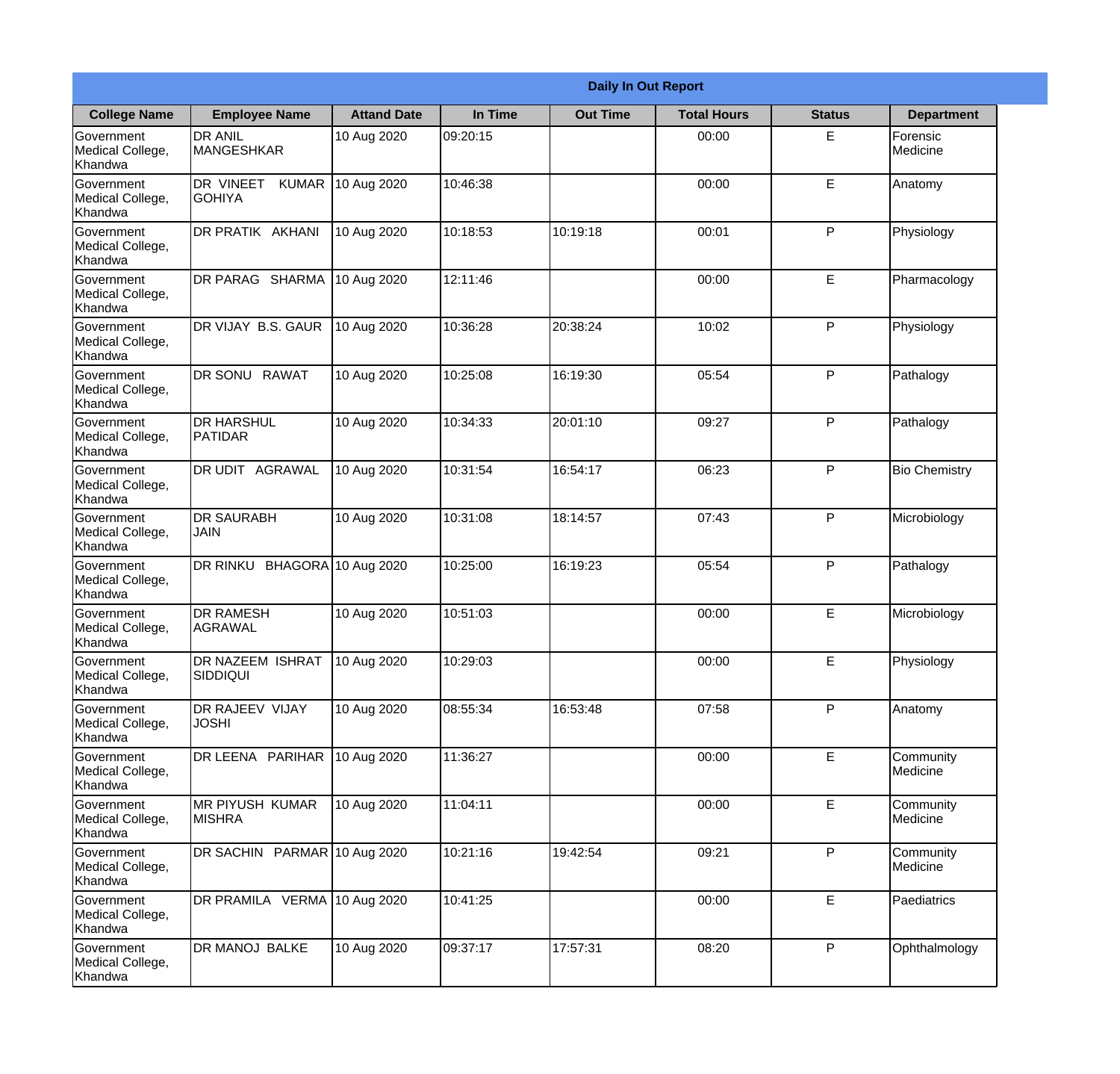| Daily In Out Report | | | | | | | |
|---|---|---|---|---|---|---|---|
| **College Name** | **Employee Name** | **Attand Date** | **In Time** | **Out Time** | **Total Hours** | **Status** | **Department** |
| Government Medical College, Khandwa | DR ANIL MANGESHKAR | 10 Aug 2020 | 09:20:15 | | 00:00 | E | Forensic Medicine |
| Government Medical College, Khandwa | DR VINEET KUMAR GOHIYA | 10 Aug 2020 | 10:46:38 | | 00:00 | E | Anatomy |
| Government Medical College, Khandwa | DR PRATIK AKHANI | 10 Aug 2020 | 10:18:53 | 10:19:18 | 00:01 | P | Physiology |
| Government Medical College, Khandwa | DR PARAG SHARMA | 10 Aug 2020 | 12:11:46 | | 00:00 | E | Pharmacology |
| Government Medical College, Khandwa | DR VIJAY B.S. GAUR | 10 Aug 2020 | 10:36:28 | 20:38:24 | 10:02 | P | Physiology |
| Government Medical College, Khandwa | DR SONU RAWAT | 10 Aug 2020 | 10:25:08 | 16:19:30 | 05:54 | P | Pathalogy |
| Government Medical College, Khandwa | DR HARSHUL PATIDAR | 10 Aug 2020 | 10:34:33 | 20:01:10 | 09:27 | P | Pathalogy |
| Government Medical College, Khandwa | DR UDIT AGRAWAL | 10 Aug 2020 | 10:31:54 | 16:54:17 | 06:23 | P | Bio Chemistry |
| Government Medical College, Khandwa | DR SAURABH JAIN | 10 Aug 2020 | 10:31:08 | 18:14:57 | 07:43 | P | Microbiology |
| Government Medical College, Khandwa | DR RINKU BHAGORA | 10 Aug 2020 | 10:25:00 | 16:19:23 | 05:54 | P | Pathalogy |
| Government Medical College, Khandwa | DR RAMESH AGRAWAL | 10 Aug 2020 | 10:51:03 | | 00:00 | E | Microbiology |
| Government Medical College, Khandwa | DR NAZEEM ISHRAT SIDDIQUI | 10 Aug 2020 | 10:29:03 | | 00:00 | E | Physiology |
| Government Medical College, Khandwa | DR RAJEEV VIJAY JOSHI | 10 Aug 2020 | 08:55:34 | 16:53:48 | 07:58 | P | Anatomy |
| Government Medical College, Khandwa | DR LEENA PARIHAR | 10 Aug 2020 | 11:36:27 | | 00:00 | E | Community Medicine |
| Government Medical College, Khandwa | MR PIYUSH KUMAR MISHRA | 10 Aug 2020 | 11:04:11 | | 00:00 | E | Community Medicine |
| Government Medical College, Khandwa | DR SACHIN PARMAR | 10 Aug 2020 | 10:21:16 | 19:42:54 | 09:21 | P | Community Medicine |
| Government Medical College, Khandwa | DR PRAMILA VERMA | 10 Aug 2020 | 10:41:25 | | 00:00 | E | Paediatrics |
| Government Medical College, Khandwa | DR MANOJ BALKE | 10 Aug 2020 | 09:37:17 | 17:57:31 | 08:20 | P | Ophthalmology |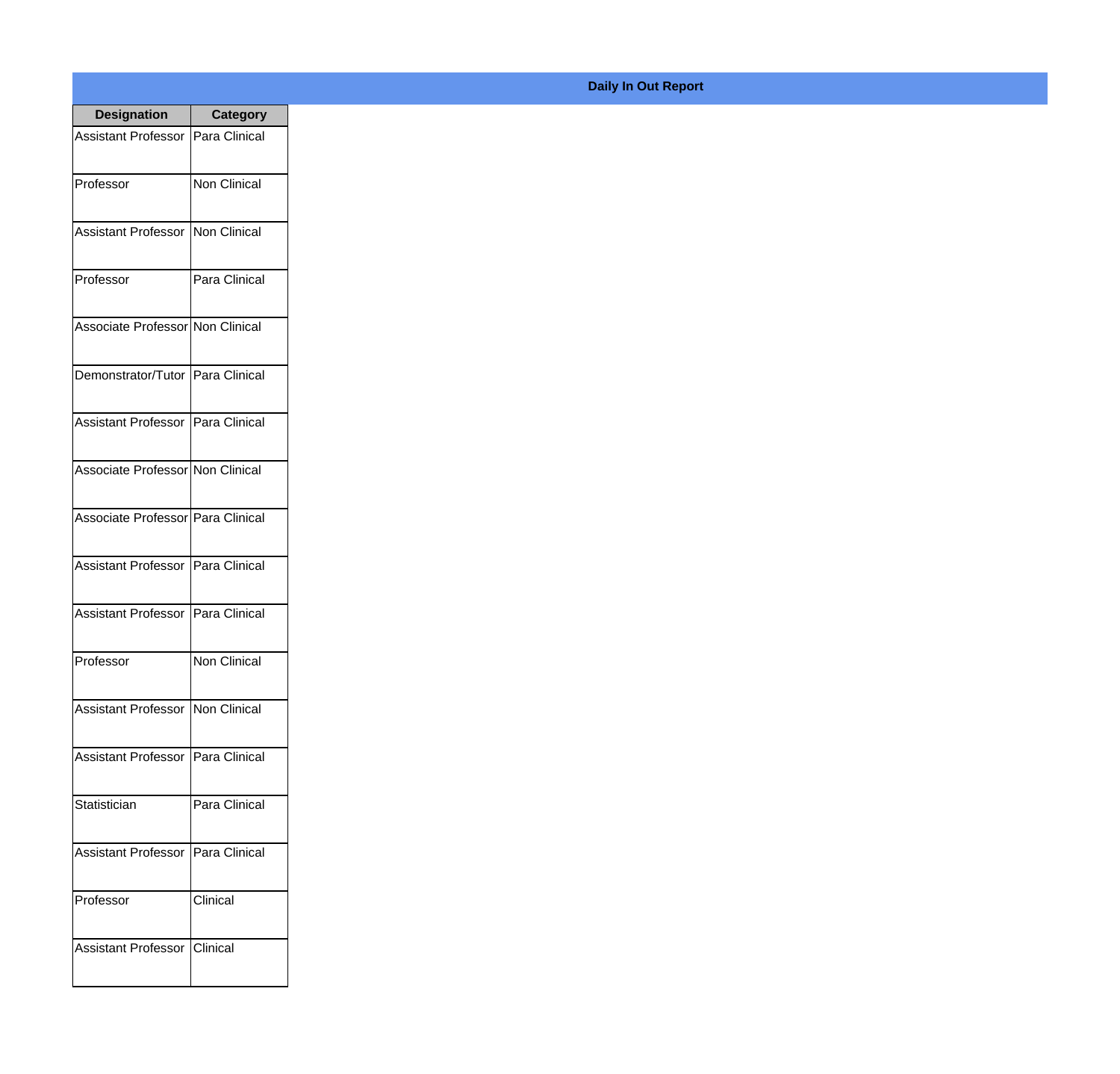**Daily In Out Report**

| Designation | Category |
|---|---|
| Assistant Professor | Para Clinical |
| Professor | Non Clinical |
| Assistant Professor | Non Clinical |
| Professor | Para Clinical |
| Associate Professor | Non Clinical |
| Demonstrator/Tutor | Para Clinical |
| Assistant Professor | Para Clinical |
| Associate Professor | Non Clinical |
| Associate Professor | Para Clinical |
| Assistant Professor | Para Clinical |
| Assistant Professor | Para Clinical |
| Professor | Non Clinical |
| Assistant Professor | Non Clinical |
| Assistant Professor | Para Clinical |
| Statistician | Para Clinical |
| Assistant Professor | Para Clinical |
| Professor | Clinical |
| Assistant Professor | Clinical |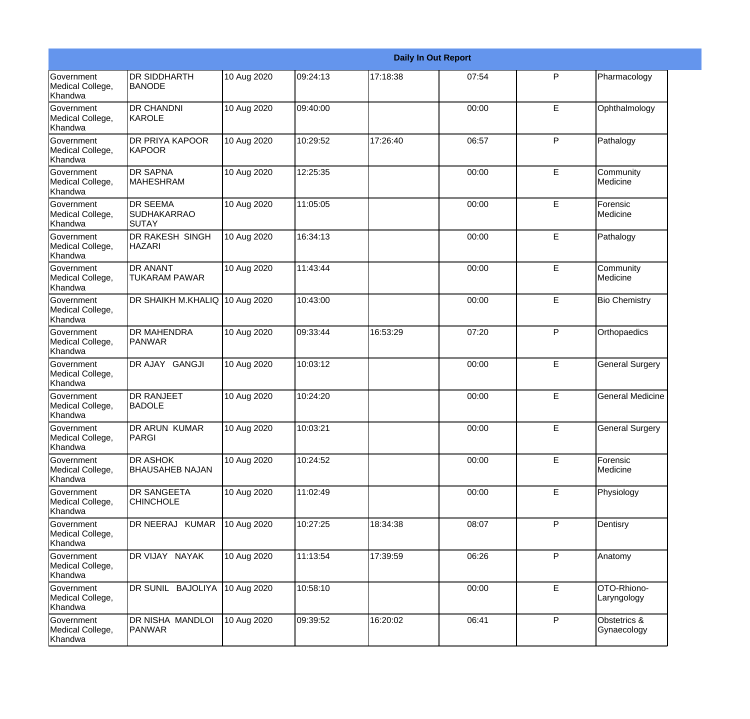| Daily In Out Report | | | | | | | |
|---|---|---|---|---|---|---|---|
| Government Medical College, Khandwa | DR SIDDHARTH BANODE | 10 Aug 2020 | 09:24:13 | 17:18:38 | 07:54 | P | Pharmacology |
| Government Medical College, Khandwa | DR CHANDNI KAROLE | 10 Aug 2020 | 09:40:00 | | 00:00 | E | Ophthalmology |
| Government Medical College, Khandwa | DR PRIYA KAPOOR KAPOOR | 10 Aug 2020 | 10:29:52 | 17:26:40 | 06:57 | P | Pathalogy |
| Government Medical College, Khandwa | DR SAPNA MAHESHRAM | 10 Aug 2020 | 12:25:35 | | 00:00 | E | Community Medicine |
| Government Medical College, Khandwa | DR SEEMA SUDHAKARRAO SUTAY | 10 Aug 2020 | 11:05:05 | | 00:00 | E | Forensic Medicine |
| Government Medical College, Khandwa | DR RAKESH SINGH HAZARI | 10 Aug 2020 | 16:34:13 | | 00:00 | E | Pathalogy |
| Government Medical College, Khandwa | DR ANANT TUKARAM PAWAR | 10 Aug 2020 | 11:43:44 | | 00:00 | E | Community Medicine |
| Government Medical College, Khandwa | DR SHAIKH M.KHALIQ | 10 Aug 2020 | 10:43:00 | | 00:00 | E | Bio Chemistry |
| Government Medical College, Khandwa | DR MAHENDRA PANWAR | 10 Aug 2020 | 09:33:44 | 16:53:29 | 07:20 | P | Orthopaedics |
| Government Medical College, Khandwa | DR AJAY GANGJI | 10 Aug 2020 | 10:03:12 | | 00:00 | E | General Surgery |
| Government Medical College, Khandwa | DR RANJEET BADOLE | 10 Aug 2020 | 10:24:20 | | 00:00 | E | General Medicine |
| Government Medical College, Khandwa | DR ARUN KUMAR PARGI | 10 Aug 2020 | 10:03:21 | | 00:00 | E | General Surgery |
| Government Medical College, Khandwa | DR ASHOK BHAUSAHEB NAJAN | 10 Aug 2020 | 10:24:52 | | 00:00 | E | Forensic Medicine |
| Government Medical College, Khandwa | DR SANGEETA CHINCHOLE | 10 Aug 2020 | 11:02:49 | | 00:00 | E | Physiology |
| Government Medical College, Khandwa | DR NEERAJ KUMAR | 10 Aug 2020 | 10:27:25 | 18:34:38 | 08:07 | P | Dentisry |
| Government Medical College, Khandwa | DR VIJAY NAYAK | 10 Aug 2020 | 11:13:54 | 17:39:59 | 06:26 | P | Anatomy |
| Government Medical College, Khandwa | DR SUNIL BAJOLIYA | 10 Aug 2020 | 10:58:10 | | 00:00 | E | OTO-Rhiono-Laryngology |
| Government Medical College, Khandwa | DR NISHA MANDLOI PANWAR | 10 Aug 2020 | 09:39:52 | 16:20:02 | 06:41 | P | Obstetrics & Gynaecology |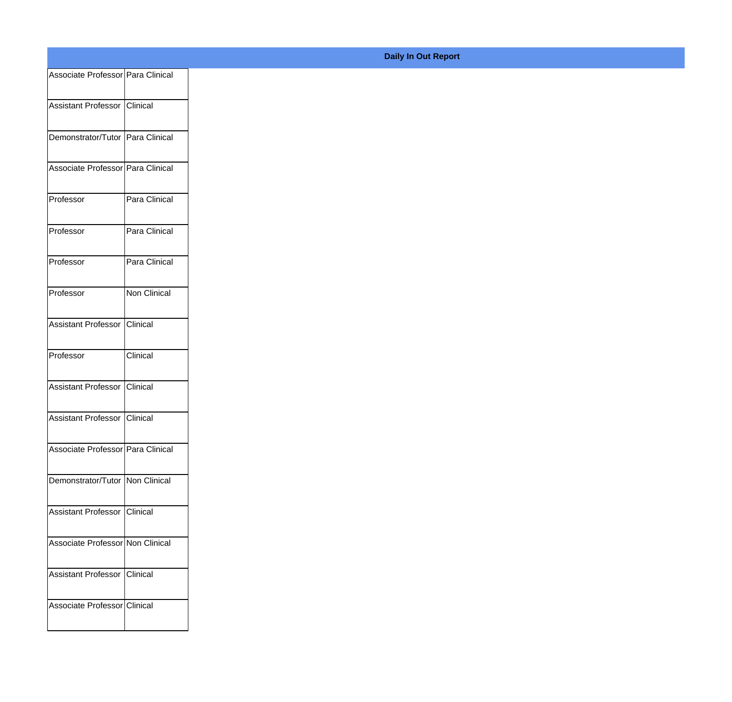**Daily In Out Report**

| | |
|---|---|
| Associate Professor | Para Clinical |
| Assistant Professor | Clinical |
| Demonstrator/Tutor | Para Clinical |
| Associate Professor | Para Clinical |
| Professor | Para Clinical |
| Professor | Para Clinical |
| Professor | Para Clinical |
| Professor | Non Clinical |
| Assistant Professor | Clinical |
| Professor | Clinical |
| Assistant Professor | Clinical |
| Assistant Professor | Clinical |
| Associate Professor | Para Clinical |
| Demonstrator/Tutor | Non Clinical |
| Assistant Professor | Clinical |
| Associate Professor | Non Clinical |
| Assistant Professor | Clinical |
| Associate Professor | Clinical |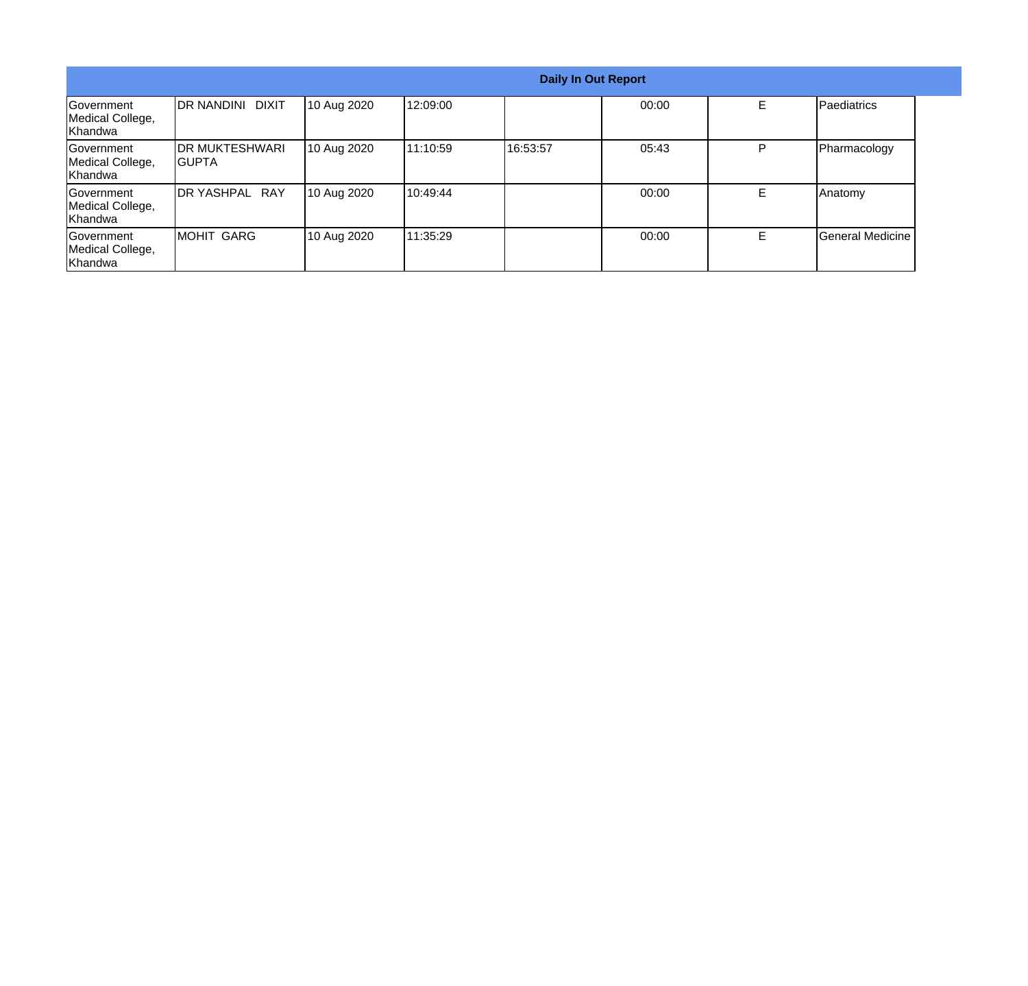| Daily In Out Report | | | | | | | |
|---|---|---|---|---|---|---|---|
| Government Medical College, Khandwa | DR NANDINI DIXIT | 10 Aug 2020 | 12:09:00 | | 00:00 | E | Paediatrics |
| Government Medical College, Khandwa | DR MUKTESHWARI GUPTA | 10 Aug 2020 | 11:10:59 | 16:53:57 | 05:43 | P | Pharmacology |
| Government Medical College, Khandwa | DR YASHPAL RAY | 10 Aug 2020 | 10:49:44 | | 00:00 | E | Anatomy |
| Government Medical College, Khandwa | MOHIT GARG | 10 Aug 2020 | 11:35:29 | | 00:00 | E | General Medicine |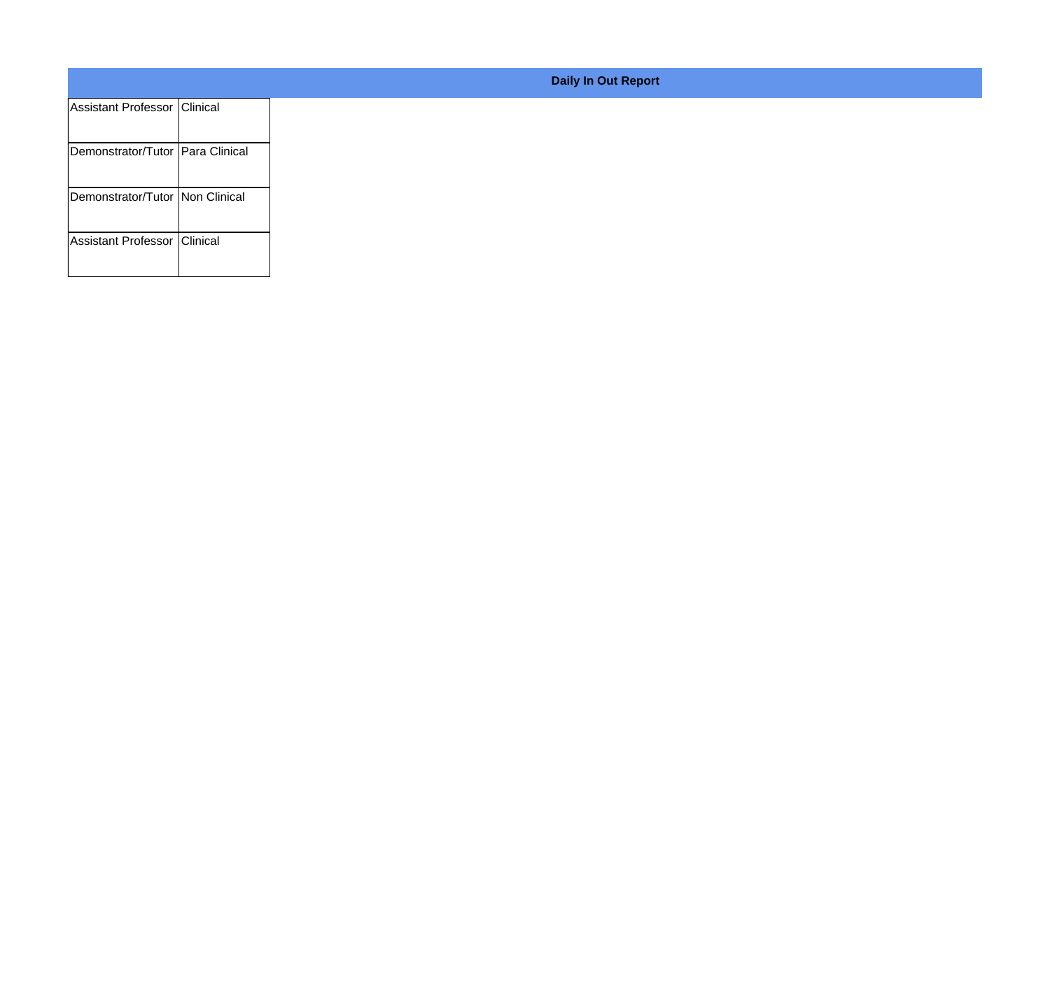**Daily In Out Report**

| | |
|---|---|
| Assistant Professor | Clinical |
| Demonstrator/Tutor | Para Clinical |
| Demonstrator/Tutor | Non Clinical |
| Assistant Professor | Clinical |